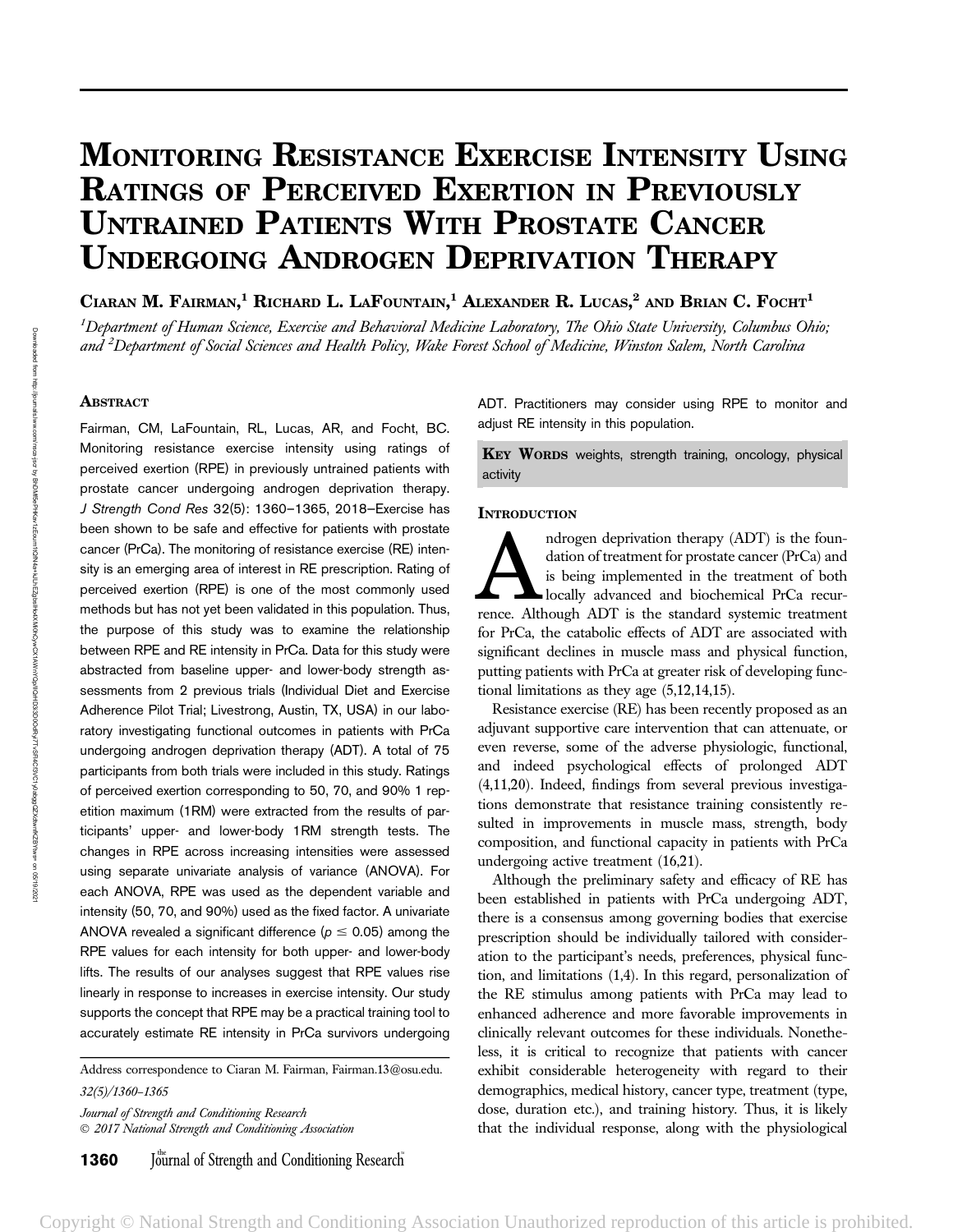# Monitoring Resistance Exercise Intensity Using Ratings of Perceived Exertion in Previously Untrained Patients With Prostate Cancer Undergoing Androgen Deprivation Therapy

Ciaran M. Fairman,[1] Richard L. LaFountain,[1] Alexander R. Lucas,[2] and Brian C. Focht[1]

[1]*Department of Human Science, Exercise and Behavioral Medicine Laboratory, The Ohio State University, Columbus Ohio; and* [2]*Department of Social Sciences and Health Policy, Wake Forest School of Medicine, Winston Salem, North Carolina*

## Abstract

Fairman, CM, LaFountain, RL, Lucas, AR, and Focht, BC. Monitoring resistance exercise intensity using ratings of perceived exertion (RPE) in previously untrained patients with prostate cancer undergoing androgen deprivation therapy. *J Strength Cond Res* 32(5): 1360–1365, 2018—Exercise has been shown to be safe and effective for patients with prostate cancer (PrCa). The monitoring of resistance exercise (RE) intensity is an emerging area of interest in RE prescription. Rating of perceived exertion (RPE) is one of the most commonly used methods but has not yet been validated in this population. Thus, the purpose of this study was to examine the relationship between RPE and RE intensity in PrCa. Data for this study were abstracted from baseline upper- and lower-body strength assessments from 2 previous trials (Individual Diet and Exercise Adherence Pilot Trial; Livestrong, Austin, TX, USA) in our laboratory investigating functional outcomes in patients with PrCa undergoing androgen deprivation therapy (ADT). A total of 75 participants from both trials were included in this study. Ratings of perceived exertion corresponding to 50, 70, and 90% 1 repetition maximum (1RM) were extracted from the results of participants' upper- and lower-body 1RM strength tests. The changes in RPE across increasing intensities were assessed using separate univariate analysis of variance (ANOVA). For each ANOVA, RPE was used as the dependent variable and intensity (50, 70, and 90%) used as the fixed factor. A univariate ANOVA revealed a significant difference ($p \leq 0.05$) among the RPE values for each intensity for both upper- and lower-body lifts. The results of our analyses suggest that RPE values rise linearly in response to increases in exercise intensity. Our study supports the concept that RPE may be a practical training tool to accurately estimate RE intensity in PrCa survivors undergoing ADT. Practitioners may consider using RPE to monitor and adjust RE intensity in this population.

**Key Words** weights, strength training, oncology, physical activity

Address correspondence to Ciaran M. Fairman, Fairman.13@osu.edu.

*32(5)/1360–1365*

*Journal of Strength and Conditioning Research*
© 2017 National Strength and Conditioning Association

## Introduction

Androgen deprivation therapy (ADT) is the foundation of treatment for prostate cancer (PrCa) and is being implemented in the treatment of both locally advanced and biochemical PrCa recurrence. Although ADT is the standard systemic treatment for PrCa, the catabolic effects of ADT are associated with significant declines in muscle mass and physical function, putting patients with PrCa at greater risk of developing functional limitations as they age (5,12,14,15).

Resistance exercise (RE) has been recently proposed as an adjuvant supportive care intervention that can attenuate, or even reverse, some of the adverse physiologic, functional, and indeed psychological effects of prolonged ADT (4,11,20). Indeed, findings from several previous investigations demonstrate that resistance training consistently resulted in improvements in muscle mass, strength, body composition, and functional capacity in patients with PrCa undergoing active treatment (16,21).

Although the preliminary safety and efficacy of RE has been established in patients with PrCa undergoing ADT, there is a consensus among governing bodies that exercise prescription should be individually tailored with consideration to the participant's needs, preferences, physical function, and limitations (1,4). In this regard, personalization of the RE stimulus among patients with PrCa may lead to enhanced adherence and more favorable improvements in clinically relevant outcomes for these individuals. Nonetheless, it is critical to recognize that patients with cancer exhibit considerable heterogeneity with regard to their demographics, medical history, cancer type, treatment (type, dose, duration etc.), and training history. Thus, it is likely that the individual response, along with the physiological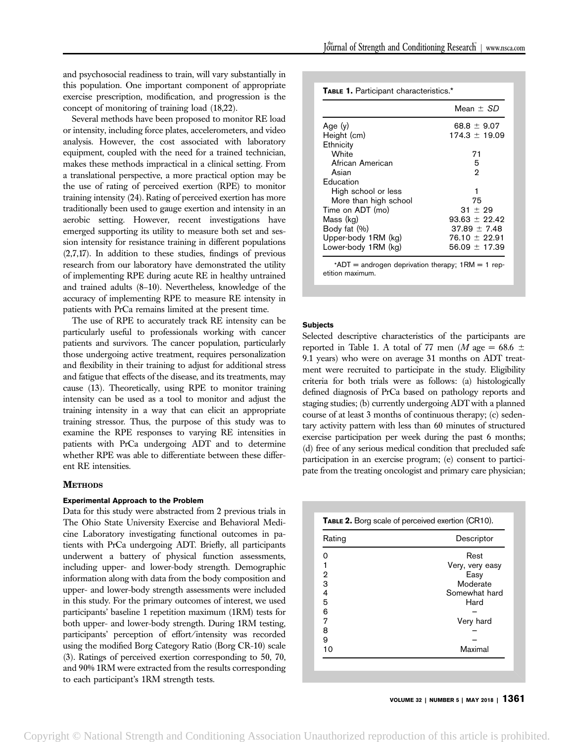and psychosocial readiness to train, will vary substantially in this population. One important component of appropriate exercise prescription, modification, and progression is the concept of monitoring of training load (18,22).

Several methods have been proposed to monitor RE load or intensity, including force plates, accelerometers, and video analysis. However, the cost associated with laboratory equipment, coupled with the need for a trained technician, makes these methods impractical in a clinical setting. From a translational perspective, a more practical option may be the use of rating of perceived exertion (RPE) to monitor training intensity (24). Rating of perceived exertion has more traditionally been used to gauge exertion and intensity in an aerobic setting. However, recent investigations have emerged supporting its utility to measure both set and session intensity for resistance training in different populations (2,7,17). In addition to these studies, findings of previous research from our laboratory have demonstrated the utility of implementing RPE during acute RE in healthy untrained and trained adults (8–10). Nevertheless, knowledge of the accuracy of implementing RPE to measure RE intensity in patients with PrCa remains limited at the present time.

The use of RPE to accurately track RE intensity can be particularly useful to professionals working with cancer patients and survivors. The cancer population, particularly those undergoing active treatment, requires personalization and flexibility in their training to adjust for additional stress and fatigue that effects of the disease, and its treatments, may cause (13). Theoretically, using RPE to monitor training intensity can be used as a tool to monitor and adjust the training intensity in a way that can elicit an appropriate training stressor. Thus, the purpose of this study was to examine the RPE responses to varying RE intensities in patients with PrCa undergoing ADT and to determine whether RPE was able to differentiate between these different RE intensities.

## Methods

### Experimental Approach to the Problem

Data for this study were abstracted from 2 previous trials in The Ohio State University Exercise and Behavioral Medicine Laboratory investigating functional outcomes in patients with PrCa undergoing ADT. Briefly, all participants underwent a battery of physical function assessments, including upper- and lower-body strength. Demographic information along with data from the body composition and upper- and lower-body strength assessments were included in this study. For the primary outcomes of interest, we used participants' baseline 1 repetition maximum (1RM) tests for both upper- and lower-body strength. During 1RM testing, participants' perception of effort/intensity was recorded using the modified Borg Category Ratio (Borg CR-10) scale (3). Ratings of perceived exertion corresponding to 50, 70, and 90% 1RM were extracted from the results corresponding to each participant's 1RM strength tests.

**Table 1.** Participant characteristics.*

| | Mean ± *SD* |
|---|---|
| Age (y) | 68.8 ± 9.07 |
| Height (cm) | 174.3 ± 19.09 |
| Ethnicity | |
| White | 71 |
| African American | 5 |
| Asian | 2 |
| Education | |
| High school or less | 1 |
| More than high school | 75 |
| Time on ADT (mo) | 31 ± 29 |
| Mass (kg) | 93.63 ± 22.42 |
| Body fat (%) | 37.89 ± 7.48 |
| Upper-body 1RM (kg) | 76.10 ± 22.91 |
| Lower-body 1RM (kg) | 56.09 ± 17.39 |

*ADT = androgen deprivation therapy; 1RM = 1 repetition maximum.

### Subjects

Selected descriptive characteristics of the participants are reported in Table 1. A total of 77 men (*M* age = 68.6 ± 9.1 years) who were on average 31 months on ADT treatment were recruited to participate in the study. Eligibility criteria for both trials were as follows: (a) histologically defined diagnosis of PrCa based on pathology reports and staging studies; (b) currently undergoing ADT with a planned course of at least 3 months of continuous therapy; (c) sedentary activity pattern with less than 60 minutes of structured exercise participation per week during the past 6 months; (d) free of any serious medical condition that precluded safe participation in an exercise program; (e) consent to participate from the treating oncologist and primary care physician;

**Table 2.** Borg scale of perceived exertion (CR10).

| Rating | Descriptor |
|---|---|
| 0 | Rest |
| 1 | Very, very easy |
| 2 | Easy |
| 3 | Moderate |
| 4 | Somewhat hard |
| 5 | Hard |
| 6 | – |
| 7 | Very hard |
| 8 | – |
| 9 | – |
| 10 | Maximal |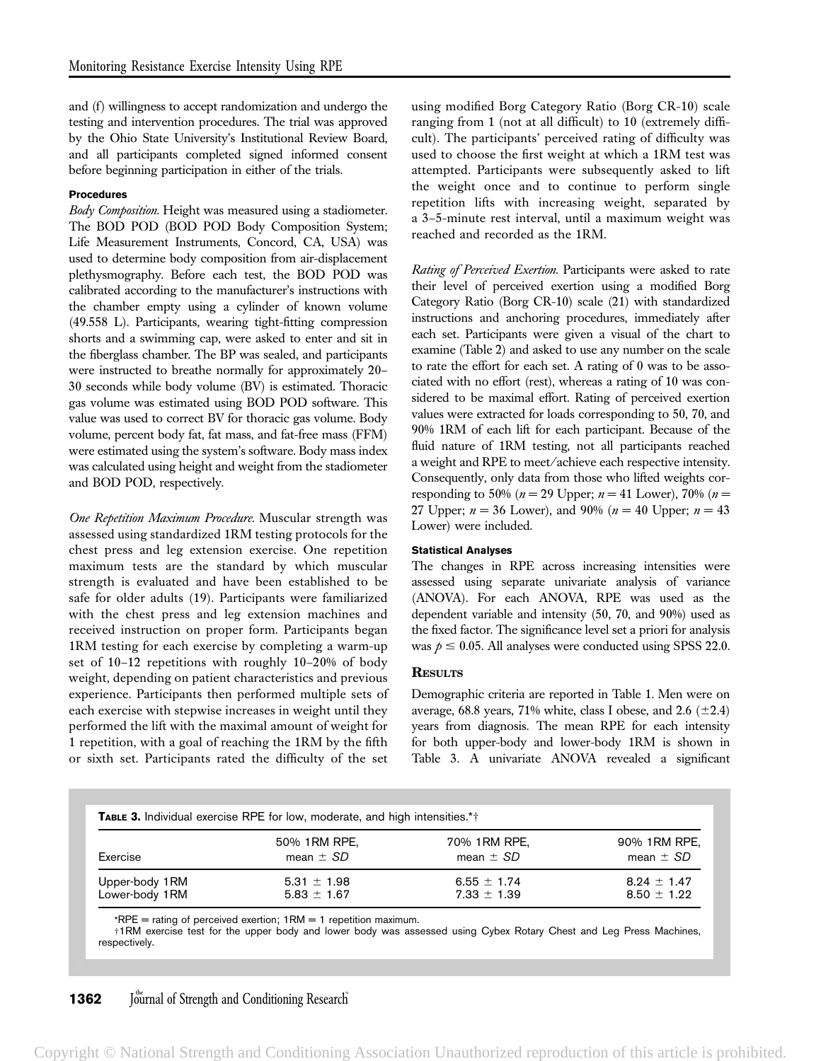and (f) willingness to accept randomization and undergo the testing and intervention procedures. The trial was approved by the Ohio State University's Institutional Review Board, and all participants completed signed informed consent before beginning participation in either of the trials.

### Procedures

*Body Composition.* Height was measured using a stadiometer. The BOD POD (BOD POD Body Composition System; Life Measurement Instruments, Concord, CA, USA) was used to determine body composition from air-displacement plethysmography. Before each test, the BOD POD was calibrated according to the manufacturer's instructions with the chamber empty using a cylinder of known volume (49.558 L). Participants, wearing tight-fitting compression shorts and a swimming cap, were asked to enter and sit in the fiberglass chamber. The BP was sealed, and participants were instructed to breathe normally for approximately 20–30 seconds while body volume (BV) is estimated. Thoracic gas volume was estimated using BOD POD software. This value was used to correct BV for thoracic gas volume. Body volume, percent body fat, fat mass, and fat-free mass (FFM) were estimated using the system's software. Body mass index was calculated using height and weight from the stadiometer and BOD POD, respectively.

*One Repetition Maximum Procedure.* Muscular strength was assessed using standardized 1RM testing protocols for the chest press and leg extension exercise. One repetition maximum tests are the standard by which muscular strength is evaluated and have been established to be safe for older adults (19). Participants were familiarized with the chest press and leg extension machines and received instruction on proper form. Participants began 1RM testing for each exercise by completing a warm-up set of 10–12 repetitions with roughly 10–20% of body weight, depending on patient characteristics and previous experience. Participants then performed multiple sets of each exercise with stepwise increases in weight until they performed the lift with the maximal amount of weight for 1 repetition, with a goal of reaching the 1RM by the fifth or sixth set. Participants rated the difficulty of the set using modified Borg Category Ratio (Borg CR-10) scale ranging from 1 (not at all difficult) to 10 (extremely difficult). The participants' perceived rating of difficulty was used to choose the first weight at which a 1RM test was attempted. Participants were subsequently asked to lift the weight once and to continue to perform single repetition lifts with increasing weight, separated by a 3–5-minute rest interval, until a maximum weight was reached and recorded as the 1RM.

*Rating of Perceived Exertion.* Participants were asked to rate their level of perceived exertion using a modified Borg Category Ratio (Borg CR-10) scale (21) with standardized instructions and anchoring procedures, immediately after each set. Participants were given a visual of the chart to examine (Table 2) and asked to use any number on the scale to rate the effort for each set. A rating of 0 was to be associated with no effort (rest), whereas a rating of 10 was considered to be maximal effort. Rating of perceived exertion values were extracted for loads corresponding to 50, 70, and 90% 1RM of each lift for each participant. Because of the fluid nature of 1RM testing, not all participants reached a weight and RPE to meet/achieve each respective intensity. Consequently, only data from those who lifted weights corresponding to 50% ($n = 29$ Upper; $n = 41$ Lower), 70% ($n = 27$ Upper; $n = 36$ Lower), and 90% ($n = 40$ Upper; $n = 43$ Lower) were included.

### Statistical Analyses

The changes in RPE across increasing intensities were assessed using separate univariate analysis of variance (ANOVA). For each ANOVA, RPE was used as the dependent variable and intensity (50, 70, and 90%) used as the fixed factor. The significance level set a priori for analysis was $p \leq 0.05$. All analyses were conducted using SPSS 22.0.

## Results

Demographic criteria are reported in Table 1. Men were on average, 68.8 years, 71% white, class I obese, and 2.6 ($\pm$2.4) years from diagnosis. The mean RPE for each intensity for both upper-body and lower-body 1RM is shown in Table 3. A univariate ANOVA revealed a significant

**Table 3.** Individual exercise RPE for low, moderate, and high intensities.*†

| Exercise | 50% 1RM RPE, mean ± *SD* | 70% 1RM RPE, mean ± *SD* | 90% 1RM RPE, mean ± *SD* |
|---|---|---|---|
| Upper-body 1RM | 5.31 ± 1.98 | 6.55 ± 1.74 | 8.24 ± 1.47 |
| Lower-body 1RM | 5.83 ± 1.67 | 7.33 ± 1.39 | 8.50 ± 1.22 |

*RPE = rating of perceived exertion; 1RM = 1 repetition maximum.
†1RM exercise test for the upper body and lower body was assessed using Cybex Rotary Chest and Leg Press Machines, respectively.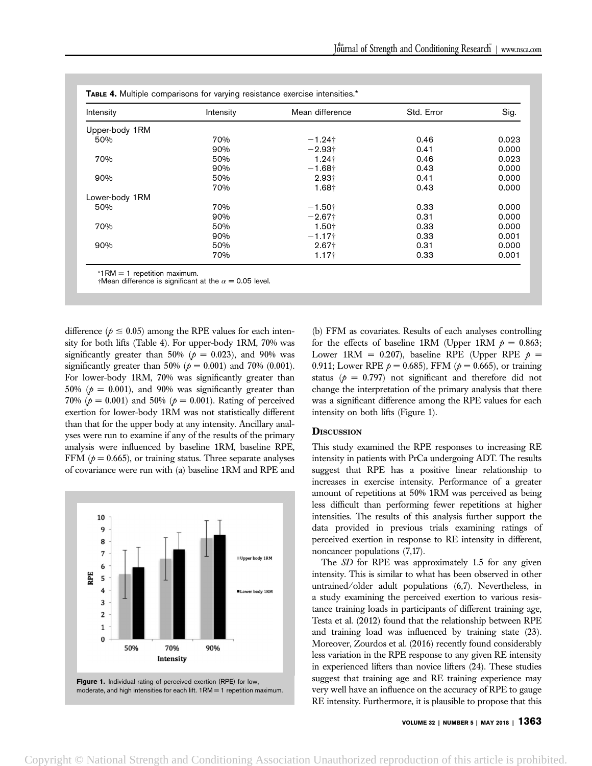**TABLE 4.** Multiple comparisons for varying resistance exercise intensities.*

| Intensity | Intensity | Mean difference | Std. Error | Sig. |
|---|---|---|---|---|
| Upper-body 1RM | | | | |
| 50% | 70% | −1.24† | 0.46 | 0.023 |
| | 90% | −2.93† | 0.41 | 0.000 |
| 70% | 50% | 1.24† | 0.46 | 0.023 |
| | 90% | −1.68† | 0.43 | 0.000 |
| 90% | 50% | 2.93† | 0.41 | 0.000 |
| | 70% | 1.68† | 0.43 | 0.000 |
| Lower-body 1RM | | | | |
| 50% | 70% | −1.50† | 0.33 | 0.000 |
| | 90% | −2.67† | 0.31 | 0.000 |
| 70% | 50% | 1.50† | 0.33 | 0.000 |
| | 90% | −1.17† | 0.33 | 0.001 |
| 90% | 50% | 2.67† | 0.31 | 0.000 |
| | 70% | 1.17† | 0.33 | 0.001 |

*1RM = 1 repetition maximum.
†Mean difference is significant at the $\alpha = 0.05$ level.

difference ($p \leq 0.05$) among the RPE values for each intensity for both lifts (Table 4). For upper-body 1RM, 70% was significantly greater than 50% ($p = 0.023$), and 90% was significantly greater than 50% ($p = 0.001$) and 70% (0.001). For lower-body 1RM, 70% was significantly greater than 50% ($p = 0.001$), and 90% was significantly greater than 70% ($p = 0.001$) and 50% ($p = 0.001$). Rating of perceived exertion for lower-body 1RM was not statistically different than that for the upper body at any intensity. Ancillary analyses were run to examine if any of the results of the primary analysis were influenced by baseline 1RM, baseline RPE, FFM ($p = 0.665$), or training status. Three separate analyses of covariance were run with (a) baseline 1RM and RPE and (b) FFM as covariates. Results of each analyses controlling for the effects of baseline 1RM (Upper 1RM $p = 0.863$; Lower 1RM = 0.207), baseline RPE (Upper RPE $p = 0.911$; Lower RPE $p = 0.685$), FFM ($p = 0.665$), or training status ($p = 0.797$) not significant and therefore did not change the interpretation of the primary analysis that there was a significant difference among the RPE values for each intensity on both lifts (Figure 1).

**Figure 1.** Individual rating of perceived exertion (RPE) for low, moderate, and high intensities for each lift. 1RM = 1 repetition maximum.

## DISCUSSION

This study examined the RPE responses to increasing RE intensity in patients with PrCa undergoing ADT. The results suggest that RPE has a positive linear relationship to increases in exercise intensity. Performance of a greater amount of repetitions at 50% 1RM was perceived as being less difficult than performing fewer repetitions at higher intensities. The results of this analysis further support the data provided in previous trials examining ratings of perceived exertion in response to RE intensity in different, noncancer populations (7,17).

The *SD* for RPE was approximately 1.5 for any given intensity. This is similar to what has been observed in other untrained/older adult populations (6,7). Nevertheless, in a study examining the perceived exertion to various resistance training loads in participants of different training age, Testa et al. (2012) found that the relationship between RPE and training load was influenced by training state (23). Moreover, Zourdos et al. (2016) recently found considerably less variation in the RPE response to any given RE intensity in experienced lifters than novice lifters (24). These studies suggest that training age and RE training experience may very well have an influence on the accuracy of RPE to gauge RE intensity. Furthermore, it is plausible to propose that this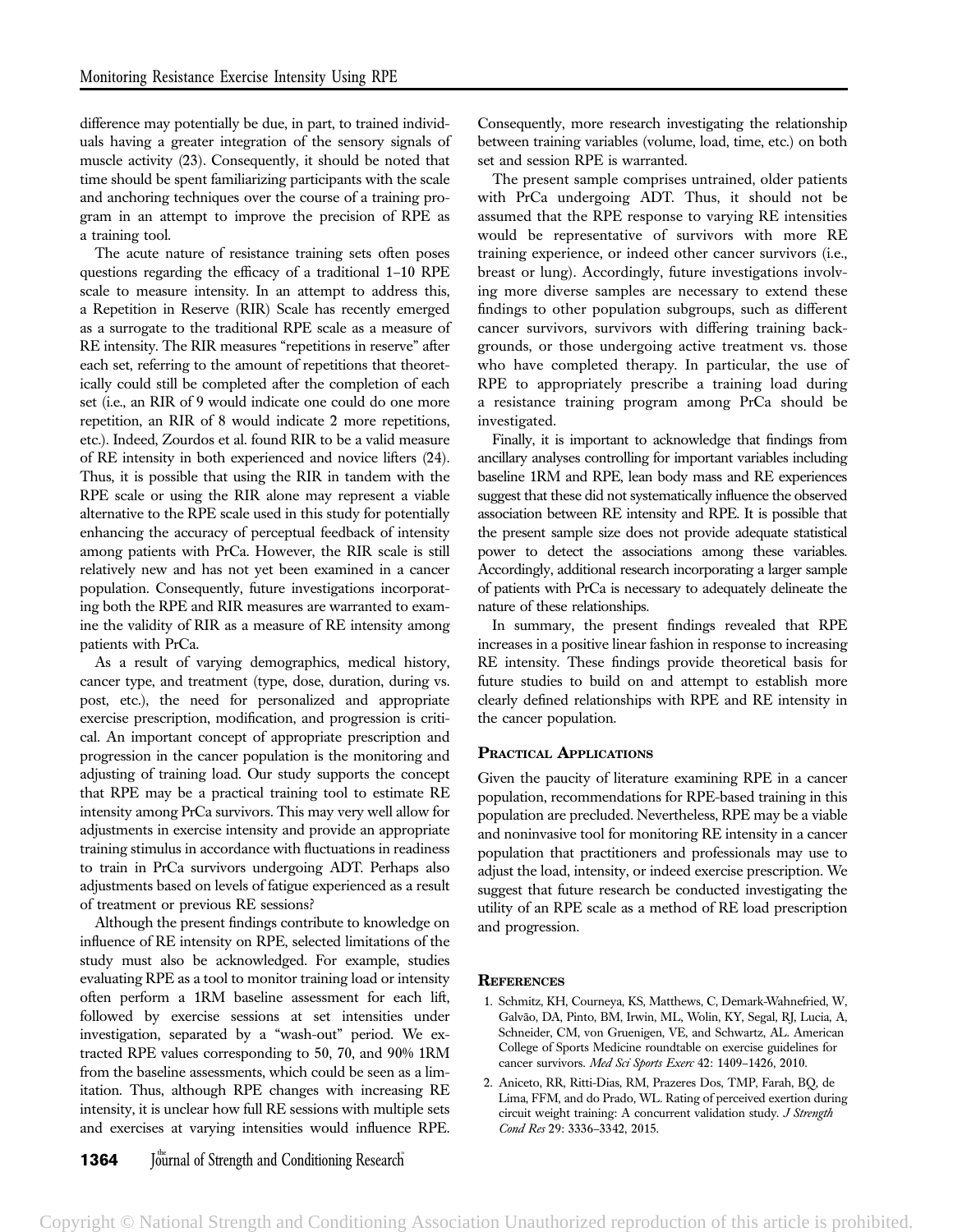difference may potentially be due, in part, to trained individuals having a greater integration of the sensory signals of muscle activity (23). Consequently, it should be noted that time should be spent familiarizing participants with the scale and anchoring techniques over the course of a training program in an attempt to improve the precision of RPE as a training tool.

The acute nature of resistance training sets often poses questions regarding the efficacy of a traditional 1–10 RPE scale to measure intensity. In an attempt to address this, a Repetition in Reserve (RIR) Scale has recently emerged as a surrogate to the traditional RPE scale as a measure of RE intensity. The RIR measures "repetitions in reserve" after each set, referring to the amount of repetitions that theoretically could still be completed after the completion of each set (i.e., an RIR of 9 would indicate one could do one more repetition, an RIR of 8 would indicate 2 more repetitions, etc.). Indeed, Zourdos et al. found RIR to be a valid measure of RE intensity in both experienced and novice lifters (24). Thus, it is possible that using the RIR in tandem with the RPE scale or using the RIR alone may represent a viable alternative to the RPE scale used in this study for potentially enhancing the accuracy of perceptual feedback of intensity among patients with PrCa. However, the RIR scale is still relatively new and has not yet been examined in a cancer population. Consequently, future investigations incorporating both the RPE and RIR measures are warranted to examine the validity of RIR as a measure of RE intensity among patients with PrCa.

As a result of varying demographics, medical history, cancer type, and treatment (type, dose, duration, during vs. post, etc.), the need for personalized and appropriate exercise prescription, modification, and progression is critical. An important concept of appropriate prescription and progression in the cancer population is the monitoring and adjusting of training load. Our study supports the concept that RPE may be a practical training tool to estimate RE intensity among PrCa survivors. This may very well allow for adjustments in exercise intensity and provide an appropriate training stimulus in accordance with fluctuations in readiness to train in PrCa survivors undergoing ADT. Perhaps also adjustments based on levels of fatigue experienced as a result of treatment or previous RE sessions?

Although the present findings contribute to knowledge on influence of RE intensity on RPE, selected limitations of the study must also be acknowledged. For example, studies evaluating RPE as a tool to monitor training load or intensity often perform a 1RM baseline assessment for each lift, followed by exercise sessions at set intensities under investigation, separated by a "wash-out" period. We extracted RPE values corresponding to 50, 70, and 90% 1RM from the baseline assessments, which could be seen as a limitation. Thus, although RPE changes with increasing RE intensity, it is unclear how full RE sessions with multiple sets and exercises at varying intensities would influence RPE. Consequently, more research investigating the relationship between training variables (volume, load, time, etc.) on both set and session RPE is warranted.

The present sample comprises untrained, older patients with PrCa undergoing ADT. Thus, it should not be assumed that the RPE response to varying RE intensities would be representative of survivors with more RE training experience, or indeed other cancer survivors (i.e., breast or lung). Accordingly, future investigations involving more diverse samples are necessary to extend these findings to other population subgroups, such as different cancer survivors, survivors with differing training backgrounds, or those undergoing active treatment vs. those who have completed therapy. In particular, the use of RPE to appropriately prescribe a training load during a resistance training program among PrCa should be investigated.

Finally, it is important to acknowledge that findings from ancillary analyses controlling for important variables including baseline 1RM and RPE, lean body mass and RE experiences suggest that these did not systematically influence the observed association between RE intensity and RPE. It is possible that the present sample size does not provide adequate statistical power to detect the associations among these variables. Accordingly, additional research incorporating a larger sample of patients with PrCa is necessary to adequately delineate the nature of these relationships.

In summary, the present findings revealed that RPE increases in a positive linear fashion in response to increasing RE intensity. These findings provide theoretical basis for future studies to build on and attempt to establish more clearly defined relationships with RPE and RE intensity in the cancer population.

## Practical Applications

Given the paucity of literature examining RPE in a cancer population, recommendations for RPE-based training in this population are precluded. Nevertheless, RPE may be a viable and noninvasive tool for monitoring RE intensity in a cancer population that practitioners and professionals may use to adjust the load, intensity, or indeed exercise prescription. We suggest that future research be conducted investigating the utility of an RPE scale as a method of RE load prescription and progression.

## References

1. Schmitz, KH, Courneya, KS, Matthews, C, Demark-Wahnefried, W, Galvão, DA, Pinto, BM, Irwin, ML, Wolin, KY, Segal, RJ, Lucia, A, Schneider, CM, von Gruenigen, VE, and Schwartz, AL. American College of Sports Medicine roundtable on exercise guidelines for cancer survivors. *Med Sci Sports Exerc* 42: 1409–1426, 2010.
2. Aniceto, RR, Ritti-Dias, RM, Prazeres Dos, TMP, Farah, BQ, de Lima, FFM, and do Prado, WL. Rating of perceived exertion during circuit weight training: A concurrent validation study. *J Strength Cond Res* 29: 3336–3342, 2015.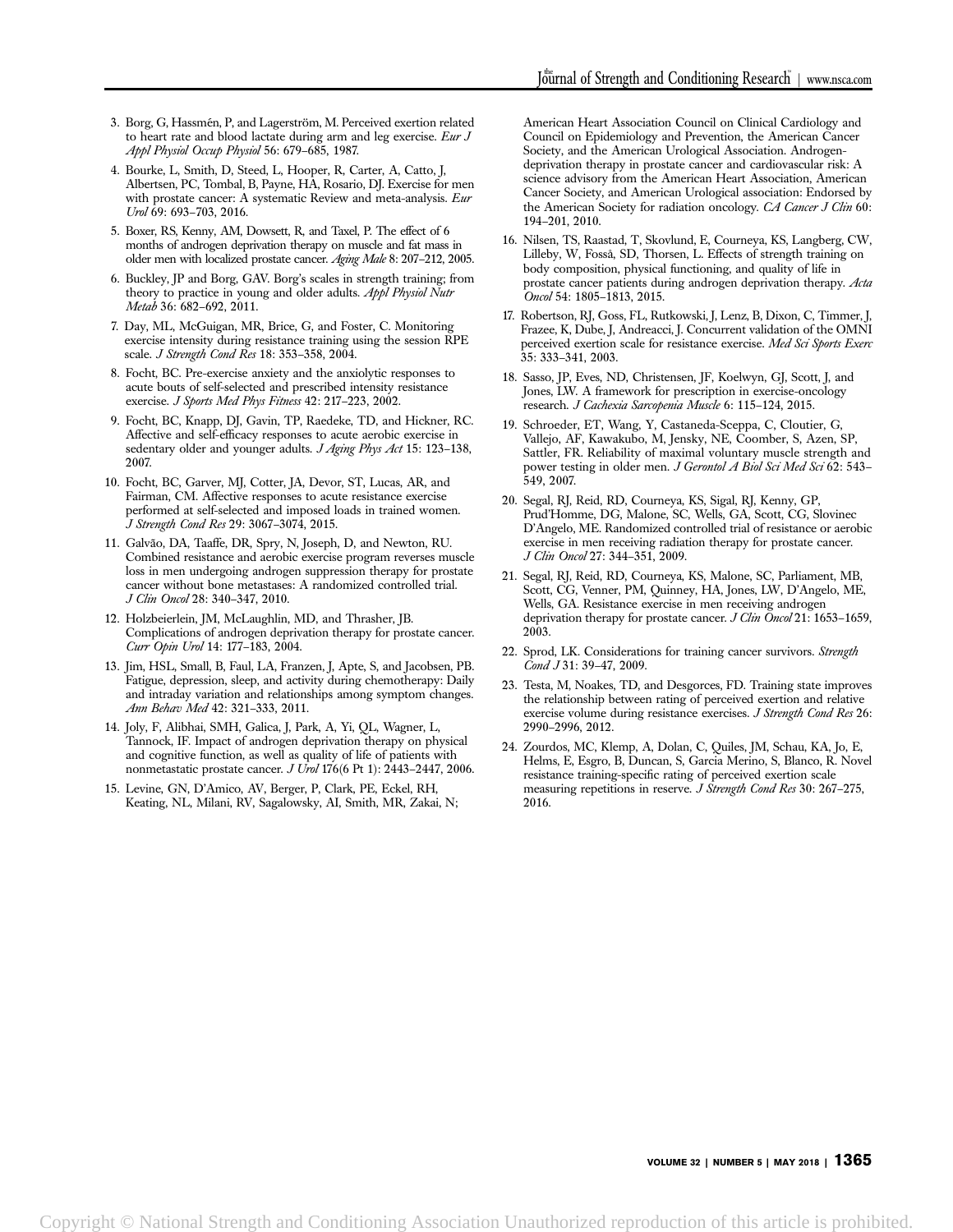3. Borg, G, Hassmén, P, and Lagerström, M. Perceived exertion related to heart rate and blood lactate during arm and leg exercise. *Eur J Appl Physiol Occup Physiol* 56: 679–685, 1987.
4. Bourke, L, Smith, D, Steed, L, Hooper, R, Carter, A, Catto, J, Albertsen, PC, Tombal, B, Payne, HA, Rosario, DJ. Exercise for men with prostate cancer: A systematic Review and meta-analysis. *Eur Urol* 69: 693–703, 2016.
5. Boxer, RS, Kenny, AM, Dowsett, R, and Taxel, P. The effect of 6 months of androgen deprivation therapy on muscle and fat mass in older men with localized prostate cancer. *Aging Male* 8: 207–212, 2005.
6. Buckley, JP and Borg, GAV. Borg's scales in strength training; from theory to practice in young and older adults. *Appl Physiol Nutr Metab* 36: 682–692, 2011.
7. Day, ML, McGuigan, MR, Brice, G, and Foster, C. Monitoring exercise intensity during resistance training using the session RPE scale. *J Strength Cond Res* 18: 353–358, 2004.
8. Focht, BC. Pre-exercise anxiety and the anxiolytic responses to acute bouts of self-selected and prescribed intensity resistance exercise. *J Sports Med Phys Fitness* 42: 217–223, 2002.
9. Focht, BC, Knapp, DJ, Gavin, TP, Raedeke, TD, and Hickner, RC. Affective and self-efficacy responses to acute aerobic exercise in sedentary older and younger adults. *J Aging Phys Act* 15: 123–138, 2007.
10. Focht, BC, Garver, MJ, Cotter, JA, Devor, ST, Lucas, AR, and Fairman, CM. Affective responses to acute resistance exercise performed at self-selected and imposed loads in trained women. *J Strength Cond Res* 29: 3067–3074, 2015.
11. Galvão, DA, Taaffe, DR, Spry, N, Joseph, D, and Newton, RU. Combined resistance and aerobic exercise program reverses muscle loss in men undergoing androgen suppression therapy for prostate cancer without bone metastases: A randomized controlled trial. *J Clin Oncol* 28: 340–347, 2010.
12. Holzbeierlein, JM, McLaughlin, MD, and Thrasher, JB. Complications of androgen deprivation therapy for prostate cancer. *Curr Opin Urol* 14: 177–183, 2004.
13. Jim, HSL, Small, B, Faul, LA, Franzen, J, Apte, S, and Jacobsen, PB. Fatigue, depression, sleep, and activity during chemotherapy: Daily and intraday variation and relationships among symptom changes. *Ann Behav Med* 42: 321–333, 2011.
14. Joly, F, Alibhai, SMH, Galica, J, Park, A, Yi, QL, Wagner, L, Tannock, IF. Impact of androgen deprivation therapy on physical and cognitive function, as well as quality of life of patients with nonmetastatic prostate cancer. *J Urol* 176(6 Pt 1): 2443–2447, 2006.
15. Levine, GN, D'Amico, AV, Berger, P, Clark, PE, Eckel, RH, Keating, NL, Milani, RV, Sagalowsky, AI, Smith, MR, Zakai, N; American Heart Association Council on Clinical Cardiology and Council on Epidemiology and Prevention, the American Cancer Society, and the American Urological Association. Androgen-deprivation therapy in prostate cancer and cardiovascular risk: A science advisory from the American Heart Association, American Cancer Society, and American Urological association: Endorsed by the American Society for radiation oncology. *CA Cancer J Clin* 60: 194–201, 2010.
16. Nilsen, TS, Raastad, T, Skovlund, E, Courneya, KS, Langberg, CW, Lilleby, W, Fosså, SD, Thorsen, L. Effects of strength training on body composition, physical functioning, and quality of life in prostate cancer patients during androgen deprivation therapy. *Acta Oncol* 54: 1805–1813, 2015.
17. Robertson, RJ, Goss, FL, Rutkowski, J, Lenz, B, Dixon, C, Timmer, J, Frazee, K, Dube, J, Andreacci, J. Concurrent validation of the OMNI perceived exertion scale for resistance exercise. *Med Sci Sports Exerc* 35: 333–341, 2003.
18. Sasso, JP, Eves, ND, Christensen, JF, Koelwyn, GJ, Scott, J, and Jones, LW. A framework for prescription in exercise-oncology research. *J Cachexia Sarcopenia Muscle* 6: 115–124, 2015.
19. Schroeder, ET, Wang, Y, Castaneda-Sceppa, C, Cloutier, G, Vallejo, AF, Kawakubo, M, Jensky, NE, Coomber, S, Azen, SP, Sattler, FR. Reliability of maximal voluntary muscle strength and power testing in older men. *J Gerontol A Biol Sci Med Sci* 62: 543–549, 2007.
20. Segal, RJ, Reid, RD, Courneya, KS, Sigal, RJ, Kenny, GP, Prud'Homme, DG, Malone, SC, Wells, GA, Scott, CG, Slovinec D'Angelo, ME. Randomized controlled trial of resistance or aerobic exercise in men receiving radiation therapy for prostate cancer. *J Clin Oncol* 27: 344–351, 2009.
21. Segal, RJ, Reid, RD, Courneya, KS, Malone, SC, Parliament, MB, Scott, CG, Venner, PM, Quinney, HA, Jones, LW, D'Angelo, ME, Wells, GA. Resistance exercise in men receiving androgen deprivation therapy for prostate cancer. *J Clin Oncol* 21: 1653–1659, 2003.
22. Sprod, LK. Considerations for training cancer survivors. *Strength Cond J* 31: 39–47, 2009.
23. Testa, M, Noakes, TD, and Desgorces, FD. Training state improves the relationship between rating of perceived exertion and relative exercise volume during resistance exercises. *J Strength Cond Res* 26: 2990–2996, 2012.
24. Zourdos, MC, Klemp, A, Dolan, C, Quiles, JM, Schau, KA, Jo, E, Helms, E, Esgro, B, Duncan, S, Garcia Merino, S, Blanco, R. Novel resistance training-specific rating of perceived exertion scale measuring repetitions in reserve. *J Strength Cond Res* 30: 267–275, 2016.